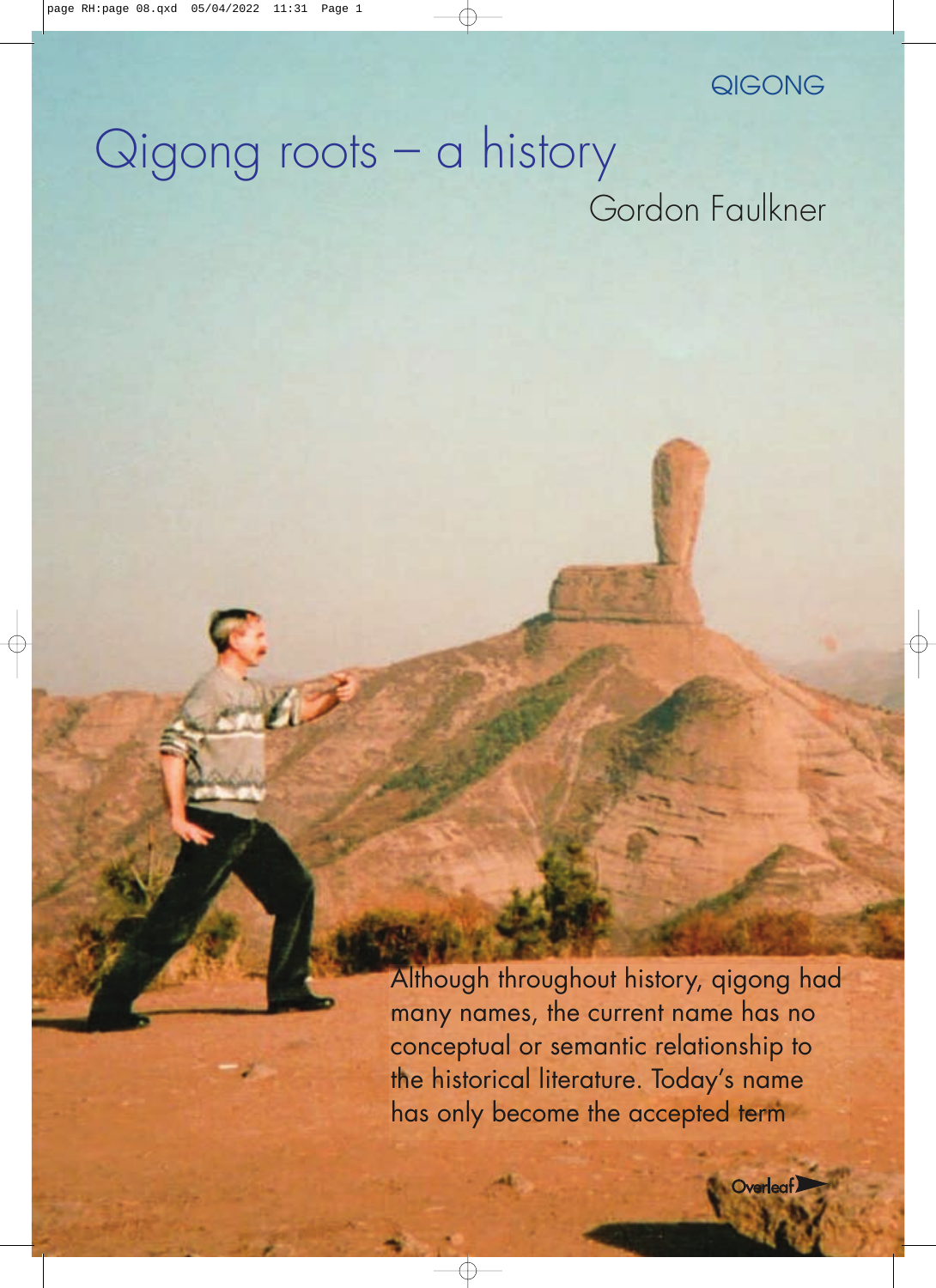QIGONG

# Qigong roots – a history

Gordon Faulkner

Although throughout history, qigong had many names, the current name has no conceptual or semantic relationship to the historical literature. Today's name has only become the accepted term

Overleaf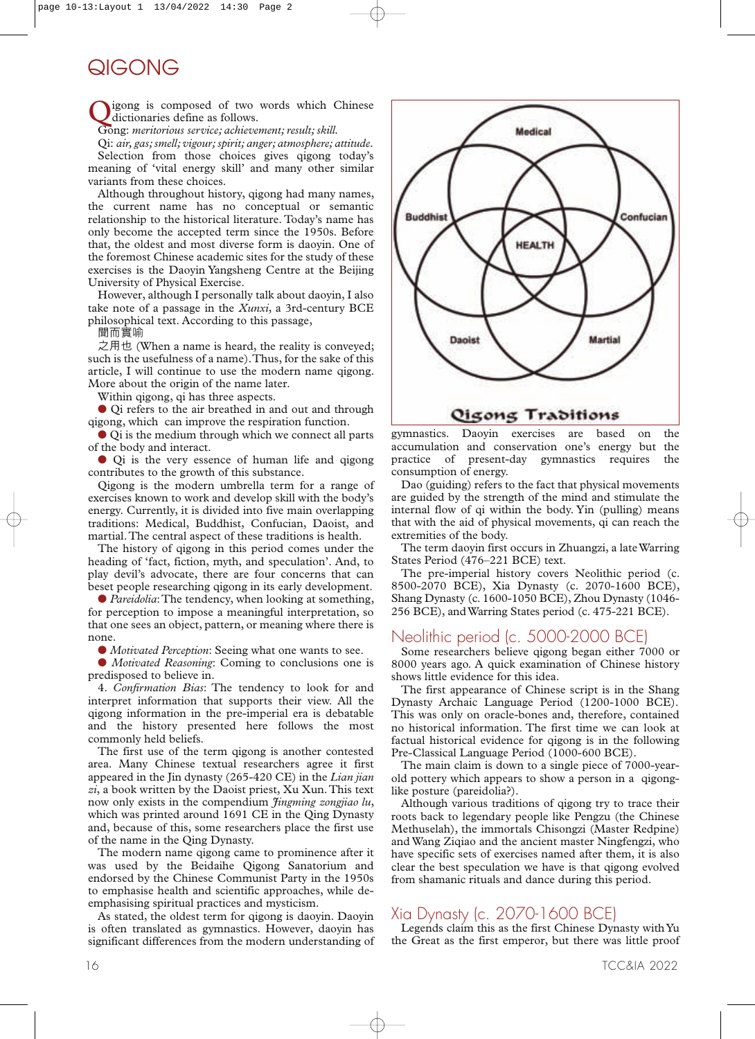# QIGONG

Qigong is composed of two words which Chinese dictionaries define as follows.

Gong: *meritorious service; achievement; result; skill.*

Qi: *air, gas; smell; vigour; spirit; anger; atmosphere; attitude.*

Selection from those choices gives qigong today's meaning of 'vital energy skill' and many other similar variants from these choices.

Although throughout history, qigong had many names, the current name has no conceptual or semantic relationship to the historical literature. Today's name has only become the accepted term since the 1950s. Before that, the oldest and most diverse form is daoyin. One of the foremost Chinese academic sites for the study of these exercises is the Daoyin Yangsheng Centre at the Beijing University of Physical Exercise.

However, although I personally talk about daoyin, I also take note of a passage in the *Xunxi*, a 3rd-century BCE philosophical text. According to this passage,

聞而實喻

之用也 (When a name is heard, the reality is conveyed; such is the usefulness of a name). Thus, for the sake of this article, I will continue to use the modern name qigong. More about the origin of the name later.

Within qigong, qi has three aspects.

- Qi refers to the air breathed in and out and through qigong, which can improve the respiration function.
- Qi is the medium through which we connect all parts of the body and interact.
- Qi is the very essence of human life and qigong contributes to the growth of this substance.

Qigong is the modern umbrella term for a range of exercises known to work and develop skill with the body's energy. Currently, it is divided into five main overlapping traditions: Medical, Buddhist, Confucian, Daoist, and martial. The central aspect of these traditions is health.

The history of qigong in this period comes under the heading of 'fact, fiction, myth, and speculation'. And, to play devil's advocate, there are four concerns that can beset people researching qigong in its early development.

- *Pareidolia*: The tendency, when looking at something, for perception to impose a meaningful interpretation, so that one sees an object, pattern, or meaning where there is none.
- *Motivated Perception*: Seeing what one wants to see.
- *Motivated Reasoning*: Coming to conclusions one is predisposed to believe in.

4. *Confirmation Bias*: The tendency to look for and interpret information that supports their view. All the qigong information in the pre-imperial era is debatable and the history presented here follows the most commonly held beliefs.

The first use of the term qigong is another contested area. Many Chinese textual researchers agree it first appeared in the Jin dynasty (265-420 CE) in the *Lian jian zi*, a book written by the Daoist priest, Xu Xun. This text now only exists in the compendium *Jingming zongjiao lu*, which was printed around 1691 CE in the Qing Dynasty and, because of this, some researchers place the first use of the name in the Qing Dynasty.

The modern name qigong came to prominence after it was used by the Beidaihe Qigong Sanatorium and endorsed by the Chinese Communist Party in the 1950s to emphasise health and scientific approaches, while de-emphasising spiritual practices and mysticism.

As stated, the oldest term for qigong is daoyin. Daoyin is often translated as gymnastics. However, daoyin has significant differences from the modern understanding of gymnastics. Daoyin exercises are based on the accumulation and conservation one's energy but the practice of present-day gymnastics requires the consumption of energy.

Medical, Buddhist, Confucian, HEALTH, Daoist, Martial

Qigong Traditions

Dao (guiding) refers to the fact that physical movements are guided by the strength of the mind and stimulate the internal flow of qi within the body. Yin (pulling) means that with the aid of physical movements, qi can reach the extremities of the body.

The term daoyin first occurs in Zhuangzi, a late Warring States Period (476–221 BCE) text.

The pre-imperial history covers Neolithic period (c. 8500-2070 BCE), Xia Dynasty (c. 2070-1600 BCE), Shang Dynasty (c. 1600-1050 BCE), Zhou Dynasty (1046-256 BCE), and Warring States period (c. 475-221 BCE).

## Neolithic period (c. 5000-2000 BCE)

Some researchers believe qigong began either 7000 or 8000 years ago. A quick examination of Chinese history shows little evidence for this idea.

The first appearance of Chinese script is in the Shang Dynasty Archaic Language Period (1200-1000 BCE). This was only on oracle-bones and, therefore, contained no historical information. The first time we can look at factual historical evidence for qigong is in the following Pre-Classical Language Period (1000-600 BCE).

The main claim is down to a single piece of 7000-year-old pottery which appears to show a person in a qigong-like posture (pareidolia?).

Although various traditions of qigong try to trace their roots back to legendary people like Pengzu (the Chinese Methuselah), the immortals Chisongzi (Master Redpine) and Wang Ziqiao and the ancient master Ningfengzi, who have specific sets of exercises named after them, it is also clear the best speculation we have is that qigong evolved from shamanic rituals and dance during this period.

## Xia Dynasty (c. 2070-1600 BCE)

Legends claim this as the first Chinese Dynasty with Yu the Great as the first emperor, but there was little proof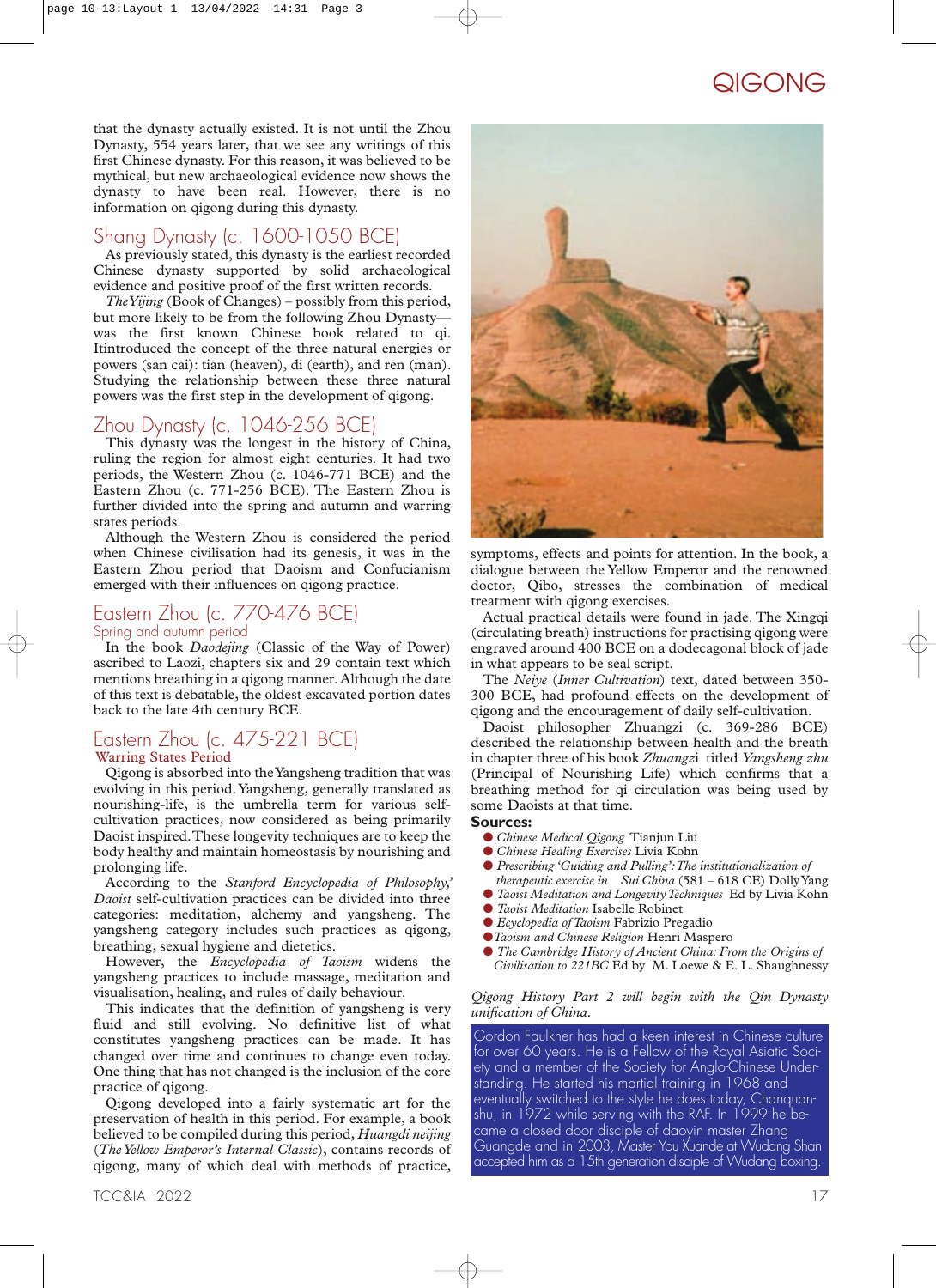that the dynasty actually existed. It is not until the Zhou Dynasty, 554 years later, that we see any writings of this first Chinese dynasty. For this reason, it was believed to be mythical, but new archaeological evidence now shows the dynasty to have been real. However, there is no information on qigong during this dynasty.

## Shang Dynasty (c. 1600-1050 BCE)

As previously stated, this dynasty is the earliest recorded Chinese dynasty supported by solid archaeological evidence and positive proof of the first written records.

*The Yijing* (Book of Changes) – possibly from this period, but more likely to be from the following Zhou Dynasty—was the first known Chinese book related to qi. Itintroduced the concept of the three natural energies or powers (san cai): tian (heaven), di (earth), and ren (man). Studying the relationship between these three natural powers was the first step in the development of qigong.

## Zhou Dynasty (c. 1046-256 BCE)

This dynasty was the longest in the history of China, ruling the region for almost eight centuries. It had two periods, the Western Zhou (c. 1046-771 BCE) and the Eastern Zhou (c. 771-256 BCE). The Eastern Zhou is further divided into the spring and autumn and warring states periods.

Although the Western Zhou is considered the period when Chinese civilisation had its genesis, it was in the Eastern Zhou period that Daoism and Confucianism emerged with their influences on qigong practice.

## Eastern Zhou (c. 770-476 BCE)

### Spring and autumn period

In the book *Daodejing* (Classic of the Way of Power) ascribed to Laozi, chapters six and 29 contain text which mentions breathing in a qigong manner. Although the date of this text is debatable, the oldest excavated portion dates back to the late 4th century BCE.

## Eastern Zhou (c. 475-221 BCE)

### Warring States Period

Qigong is absorbed into the Yangsheng tradition that was evolving in this period. Yangsheng, generally translated as nourishing-life, is the umbrella term for various self-cultivation practices, now considered as being primarily Daoist inspired. These longevity techniques are to keep the body healthy and maintain homeostasis by nourishing and prolonging life.

According to the *Stanford Encyclopedia of Philosophy,' Daoist* self-cultivation practices can be divided into three categories: meditation, alchemy and yangsheng. The yangsheng category includes such practices as qigong, breathing, sexual hygiene and dietetics.

However, the *Encyclopedia of Taoism* widens the yangsheng practices to include massage, meditation and visualisation, healing, and rules of daily behaviour.

This indicates that the definition of yangsheng is very fluid and still evolving. No definitive list of what constitutes yangsheng practices can be made. It has changed over time and continues to change every day. One thing that has not changed is the inclusion of the core practice of qigong.

Qigong developed into a fairly systematic art for the preservation of health in this period. For example, a book believed to be compiled during this period, *Huangdi neijing* (*The Yellow Emperor's Internal Classic*), contains records of qigong, many of which deal with methods of practice, symptoms, effects and points for attention. In the book, a dialogue between the Yellow Emperor and the renowned doctor, Qibo, stresses the combination of medical treatment with qigong exercises.

Actual practical details were found in jade. The Xingqi (circulating breath) instructions for practising qigong were engraved around 400 BCE on a dodecagonal block of jade in what appears to be seal script.

The *Neiye* (*Inner Cultivation*) text, dated between 350-300 BCE, had profound effects on the development of qigong and the encouragement of daily self-cultivation.

Daoist philosopher Zhuangzi (c. 369-286 BCE) described the relationship between health and the breath in chapter three of his book *Zhuangzi* titled *Yangsheng zhu* (Principal of Nourishing Life) which confirms that a breathing method for qi circulation was being used by some Daoists at that time.

**Sources:**

- *Chinese Medical Qigong* Tianjun Liu
- *Chinese Healing Exercises* Livia Kohn
- *Prescribing 'Guiding and Pulling': The institutionalization of therapeutic exercise in Sui China* (581 – 618 CE) Dolly Yang
- *Taoist Meditation and Longevity Techniques* Ed by Livia Kohn
- *Taoist Meditation* Isabelle Robinet
- *Ecyclopedia of Taoism* Fabrizio Pregadio
- *Taoism and Chinese Religion* Henri Maspero
- *The Cambridge History of Ancient China: From the Origins of Civilisation to 221BC* Ed by M. Loewe & E. L. Shaughnessy

*Qigong History Part 2 will begin with the Qin Dynasty unification of China.*

Gordon Faulkner has had a keen interest in Chinese culture for over 60 years. He is a Fellow of the Royal Asiatic Society and a member of the Society for Anglo-Chinese Understanding. He started his martial training in 1968 and eventually switched to the style he does today, Chanquanshu, in 1972 while serving with the RAF. In 1999 he became a closed door disciple of daoyin master Zhang Guangde and in 2003, Master You Xuande at Wudang Shan accepted him as a 15th generation disciple of Wudang boxing.